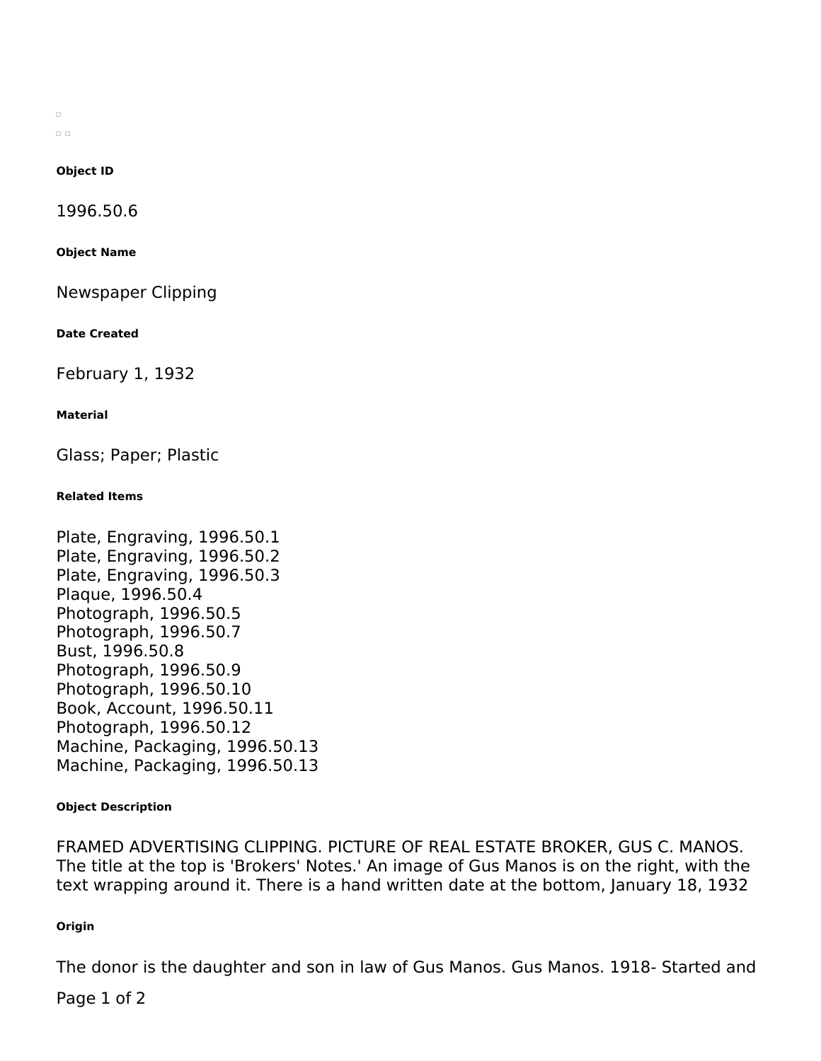**Object ID**

1996.50.6

**Object Name**

Newspaper Clipping

**Date Created**

February 1, 1932

**Material**

Glass; Paper; Plastic

**Related Items**

Plate, Engraving, 1996.50.1
Plate, Engraving, 1996.50.2
Plate, Engraving, 1996.50.3
Plaque, 1996.50.4
Photograph, 1996.50.5
Photograph, 1996.50.7
Bust, 1996.50.8
Photograph, 1996.50.9
Photograph, 1996.50.10
Book, Account, 1996.50.11
Photograph, 1996.50.12
Machine, Packaging, 1996.50.13
Machine, Packaging, 1996.50.13

**Object Description**

FRAMED ADVERTISING CLIPPING. PICTURE OF REAL ESTATE BROKER, GUS C. MANOS. The title at the top is 'Brokers' Notes.' An image of Gus Manos is on the right, with the text wrapping around it. There is a hand written date at the bottom, January 18, 1932

**Origin**

The donor is the daughter and son in law of Gus Manos. Gus Manos. 1918- Started and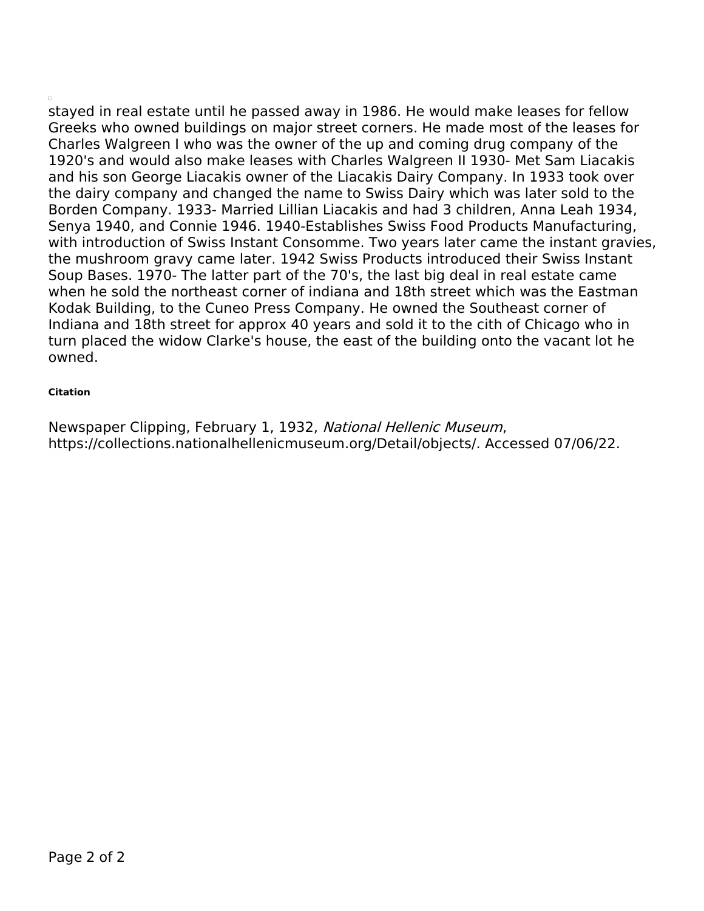stayed in real estate until he passed away in 1986. He would make leases for fellow Greeks who owned buildings on major street corners. He made most of the leases for Charles Walgreen I who was the owner of the up and coming drug company of the 1920's and would also make leases with Charles Walgreen II 1930- Met Sam Liacakis and his son George Liacakis owner of the Liacakis Dairy Company. In 1933 took over the dairy company and changed the name to Swiss Dairy which was later sold to the Borden Company. 1933- Married Lillian Liacakis and had 3 children, Anna Leah 1934, Senya 1940, and Connie 1946. 1940-Establishes Swiss Food Products Manufacturing, with introduction of Swiss Instant Consomme. Two years later came the instant gravies, the mushroom gravy came later. 1942 Swiss Products introduced their Swiss Instant Soup Bases. 1970- The latter part of the 70's, the last big deal in real estate came when he sold the northeast corner of indiana and 18th street which was the Eastman Kodak Building, to the Cuneo Press Company. He owned the Southeast corner of Indiana and 18th street for approx 40 years and sold it to the cith of Chicago who in turn placed the widow Clarke's house, the east of the building onto the vacant lot he owned.

##### Citation

Newspaper Clipping, February 1, 1932, *National Hellenic Museum*, https://collections.nationalhellenicmuseum.org/Detail/objects/. Accessed 07/06/22.